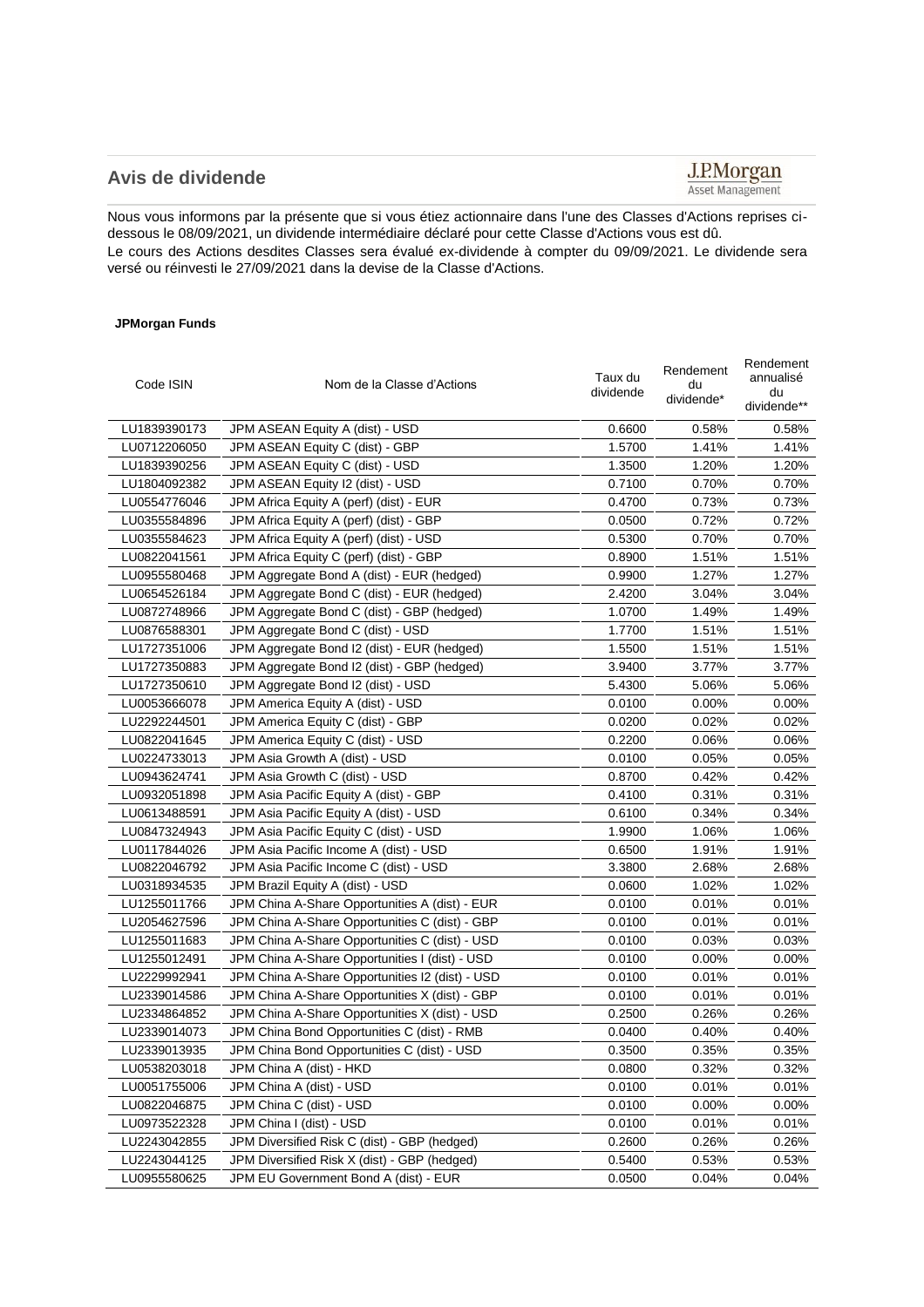## Avis de dividende

J.P.Morgan
Asset Management

Nous vous informons par la présente que si vous étiez actionnaire dans l'une des Classes d'Actions reprises ci-dessous le 08/09/2021, un dividende intermédiaire déclaré pour cette Classe d'Actions vous est dû.
Le cours des Actions desdites Classes sera évalué ex-dividende à compter du 09/09/2021. Le dividende sera versé ou réinvesti le 27/09/2021 dans la devise de la Classe d'Actions.

**JPMorgan Funds**

| Code ISIN | Nom de la Classe d'Actions | Taux du dividende | Rendement du dividende* | Rendement annualisé du dividende** |
|---|---|---|---|---|
| LU1839390173 | JPM ASEAN Equity A (dist) - USD | 0.6600 | 0.58% | 0.58% |
| LU0712206050 | JPM ASEAN Equity C (dist) - GBP | 1.5700 | 1.41% | 1.41% |
| LU1839390256 | JPM ASEAN Equity C (dist) - USD | 1.3500 | 1.20% | 1.20% |
| LU1804092382 | JPM ASEAN Equity I2 (dist) - USD | 0.7100 | 0.70% | 0.70% |
| LU0554776046 | JPM Africa Equity A (perf) (dist) - EUR | 0.4700 | 0.73% | 0.73% |
| LU0355584896 | JPM Africa Equity A (perf) (dist) - GBP | 0.0500 | 0.72% | 0.72% |
| LU0355584623 | JPM Africa Equity A (perf) (dist) - USD | 0.5300 | 0.70% | 0.70% |
| LU0822041561 | JPM Africa Equity C (perf) (dist) - GBP | 0.8900 | 1.51% | 1.51% |
| LU0955580468 | JPM Aggregate Bond A (dist) - EUR (hedged) | 0.9900 | 1.27% | 1.27% |
| LU0654526184 | JPM Aggregate Bond C (dist) - EUR (hedged) | 2.4200 | 3.04% | 3.04% |
| LU0872748966 | JPM Aggregate Bond C (dist) - GBP (hedged) | 1.0700 | 1.49% | 1.49% |
| LU0876588301 | JPM Aggregate Bond C (dist) - USD | 1.7700 | 1.51% | 1.51% |
| LU1727351006 | JPM Aggregate Bond I2 (dist) - EUR (hedged) | 1.5500 | 1.51% | 1.51% |
| LU1727350883 | JPM Aggregate Bond I2 (dist) - GBP (hedged) | 3.9400 | 3.77% | 3.77% |
| LU1727350610 | JPM Aggregate Bond I2 (dist) - USD | 5.4300 | 5.06% | 5.06% |
| LU0053666078 | JPM America Equity A (dist) - USD | 0.0100 | 0.00% | 0.00% |
| LU2292244501 | JPM America Equity C (dist) - GBP | 0.0200 | 0.02% | 0.02% |
| LU0822041645 | JPM America Equity C (dist) - USD | 0.2200 | 0.06% | 0.06% |
| LU0224733013 | JPM Asia Growth A (dist) - USD | 0.0100 | 0.05% | 0.05% |
| LU0943624741 | JPM Asia Growth C (dist) - USD | 0.8700 | 0.42% | 0.42% |
| LU0932051898 | JPM Asia Pacific Equity A (dist) - GBP | 0.4100 | 0.31% | 0.31% |
| LU0613488591 | JPM Asia Pacific Equity A (dist) - USD | 0.6100 | 0.34% | 0.34% |
| LU0847324943 | JPM Asia Pacific Equity C (dist) - USD | 1.9900 | 1.06% | 1.06% |
| LU0117844026 | JPM Asia Pacific Income A (dist) - USD | 0.6500 | 1.91% | 1.91% |
| LU0822046792 | JPM Asia Pacific Income C (dist) - USD | 3.3800 | 2.68% | 2.68% |
| LU0318934535 | JPM Brazil Equity A (dist) - USD | 0.0600 | 1.02% | 1.02% |
| LU1255011766 | JPM China A-Share Opportunities A (dist) - EUR | 0.0100 | 0.01% | 0.01% |
| LU2054627596 | JPM China A-Share Opportunities C (dist) - GBP | 0.0100 | 0.01% | 0.01% |
| LU1255011683 | JPM China A-Share Opportunities C (dist) - USD | 0.0100 | 0.03% | 0.03% |
| LU1255012491 | JPM China A-Share Opportunities I (dist) - USD | 0.0100 | 0.00% | 0.00% |
| LU2229992941 | JPM China A-Share Opportunities I2 (dist) - USD | 0.0100 | 0.01% | 0.01% |
| LU2339014586 | JPM China A-Share Opportunities X (dist) - GBP | 0.0100 | 0.01% | 0.01% |
| LU2334864852 | JPM China A-Share Opportunities X (dist) - USD | 0.2500 | 0.26% | 0.26% |
| LU2339014073 | JPM China Bond Opportunities C (dist) - RMB | 0.0400 | 0.40% | 0.40% |
| LU2339013935 | JPM China Bond Opportunities C (dist) - USD | 0.3500 | 0.35% | 0.35% |
| LU0538203018 | JPM China A (dist) - HKD | 0.0800 | 0.32% | 0.32% |
| LU0051755006 | JPM China A (dist) - USD | 0.0100 | 0.01% | 0.01% |
| LU0822046875 | JPM China C (dist) - USD | 0.0100 | 0.00% | 0.00% |
| LU0973522328 | JPM China I (dist) - USD | 0.0100 | 0.01% | 0.01% |
| LU2243042855 | JPM Diversified Risk C (dist) - GBP (hedged) | 0.2600 | 0.26% | 0.26% |
| LU2243044125 | JPM Diversified Risk X (dist) - GBP (hedged) | 0.5400 | 0.53% | 0.53% |
| LU0955580625 | JPM EU Government Bond A (dist) - EUR | 0.0500 | 0.04% | 0.04% |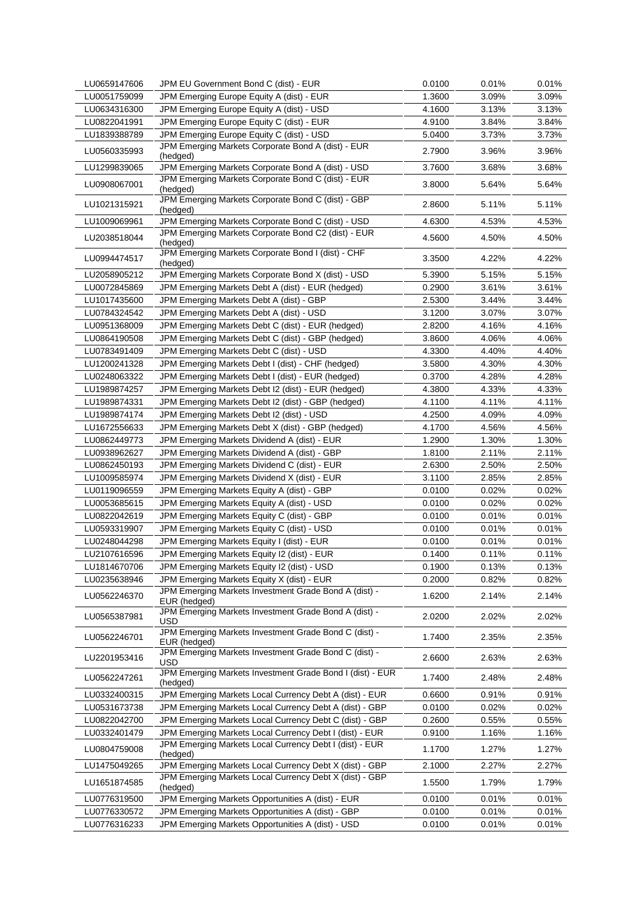| | | | | |
|---|---|---|---|---|
| LU0659147606 | JPM EU Government Bond C (dist) - EUR | 0.0100 | 0.01% | 0.01% |
| LU0051759099 | JPM Emerging Europe Equity A (dist) - EUR | 1.3600 | 3.09% | 3.09% |
| LU0634316300 | JPM Emerging Europe Equity A (dist) - USD | 4.1600 | 3.13% | 3.13% |
| LU0822041991 | JPM Emerging Europe Equity C (dist) - EUR | 4.9100 | 3.84% | 3.84% |
| LU1839388789 | JPM Emerging Europe Equity C (dist) - USD | 5.0400 | 3.73% | 3.73% |
| LU0560335993 | JPM Emerging Markets Corporate Bond A (dist) - EUR (hedged) | 2.7900 | 3.96% | 3.96% |
| LU1299839065 | JPM Emerging Markets Corporate Bond A (dist) - USD | 3.7600 | 3.68% | 3.68% |
| LU0908067001 | JPM Emerging Markets Corporate Bond C (dist) - EUR (hedged) | 3.8000 | 5.64% | 5.64% |
| LU1021315921 | JPM Emerging Markets Corporate Bond C (dist) - GBP (hedged) | 2.8600 | 5.11% | 5.11% |
| LU1009069961 | JPM Emerging Markets Corporate Bond C (dist) - USD | 4.6300 | 4.53% | 4.53% |
| LU2038518044 | JPM Emerging Markets Corporate Bond C2 (dist) - EUR (hedged) | 4.5600 | 4.50% | 4.50% |
| LU0994474517 | JPM Emerging Markets Corporate Bond I (dist) - CHF (hedged) | 3.3500 | 4.22% | 4.22% |
| LU2058905212 | JPM Emerging Markets Corporate Bond X (dist) - USD | 5.3900 | 5.15% | 5.15% |
| LU0072845869 | JPM Emerging Markets Debt A (dist) - EUR (hedged) | 0.2900 | 3.61% | 3.61% |
| LU1017435600 | JPM Emerging Markets Debt A (dist) - GBP | 2.5300 | 3.44% | 3.44% |
| LU0784324542 | JPM Emerging Markets Debt A (dist) - USD | 3.1200 | 3.07% | 3.07% |
| LU0951368009 | JPM Emerging Markets Debt C (dist) - EUR (hedged) | 2.8200 | 4.16% | 4.16% |
| LU0864190508 | JPM Emerging Markets Debt C (dist) - GBP (hedged) | 3.8600 | 4.06% | 4.06% |
| LU0783491409 | JPM Emerging Markets Debt C (dist) - USD | 4.3300 | 4.40% | 4.40% |
| LU1200241328 | JPM Emerging Markets Debt I (dist) - CHF (hedged) | 3.5800 | 4.30% | 4.30% |
| LU0248063322 | JPM Emerging Markets Debt I (dist) - EUR (hedged) | 0.3700 | 4.28% | 4.28% |
| LU1989874257 | JPM Emerging Markets Debt I2 (dist) - EUR (hedged) | 4.3800 | 4.33% | 4.33% |
| LU1989874331 | JPM Emerging Markets Debt I2 (dist) - GBP (hedged) | 4.1100 | 4.11% | 4.11% |
| LU1989874174 | JPM Emerging Markets Debt I2 (dist) - USD | 4.2500 | 4.09% | 4.09% |
| LU1672556633 | JPM Emerging Markets Debt X (dist) - GBP (hedged) | 4.1700 | 4.56% | 4.56% |
| LU0862449773 | JPM Emerging Markets Dividend A (dist) - EUR | 1.2900 | 1.30% | 1.30% |
| LU0938962627 | JPM Emerging Markets Dividend A (dist) - GBP | 1.8100 | 2.11% | 2.11% |
| LU0862450193 | JPM Emerging Markets Dividend C (dist) - EUR | 2.6300 | 2.50% | 2.50% |
| LU1009585974 | JPM Emerging Markets Dividend X (dist) - EUR | 3.1100 | 2.85% | 2.85% |
| LU0119096559 | JPM Emerging Markets Equity A (dist) - GBP | 0.0100 | 0.02% | 0.02% |
| LU0053685615 | JPM Emerging Markets Equity A (dist) - USD | 0.0100 | 0.02% | 0.02% |
| LU0822042619 | JPM Emerging Markets Equity C (dist) - GBP | 0.0100 | 0.01% | 0.01% |
| LU0593319907 | JPM Emerging Markets Equity C (dist) - USD | 0.0100 | 0.01% | 0.01% |
| LU0248044298 | JPM Emerging Markets Equity I (dist) - EUR | 0.0100 | 0.01% | 0.01% |
| LU2107616596 | JPM Emerging Markets Equity I2 (dist) - EUR | 0.1400 | 0.11% | 0.11% |
| LU1814670706 | JPM Emerging Markets Equity I2 (dist) - USD | 0.1900 | 0.13% | 0.13% |
| LU0235638946 | JPM Emerging Markets Equity X (dist) - EUR | 0.2000 | 0.82% | 0.82% |
| LU0562246370 | JPM Emerging Markets Investment Grade Bond A (dist) - EUR (hedged) | 1.6200 | 2.14% | 2.14% |
| LU0565387981 | JPM Emerging Markets Investment Grade Bond A (dist) - USD | 2.0200 | 2.02% | 2.02% |
| LU0562246701 | JPM Emerging Markets Investment Grade Bond C (dist) - EUR (hedged) | 1.7400 | 2.35% | 2.35% |
| LU2201953416 | JPM Emerging Markets Investment Grade Bond C (dist) - USD | 2.6600 | 2.63% | 2.63% |
| LU0562247261 | JPM Emerging Markets Investment Grade Bond I (dist) - EUR (hedged) | 1.7400 | 2.48% | 2.48% |
| LU0332400315 | JPM Emerging Markets Local Currency Debt A (dist) - EUR | 0.6600 | 0.91% | 0.91% |
| LU0531673738 | JPM Emerging Markets Local Currency Debt A (dist) - GBP | 0.0100 | 0.02% | 0.02% |
| LU0822042700 | JPM Emerging Markets Local Currency Debt C (dist) - GBP | 0.2600 | 0.55% | 0.55% |
| LU0332401479 | JPM Emerging Markets Local Currency Debt I (dist) - EUR | 0.9100 | 1.16% | 1.16% |
| LU0804759008 | JPM Emerging Markets Local Currency Debt I (dist) - EUR (hedged) | 1.1700 | 1.27% | 1.27% |
| LU1475049265 | JPM Emerging Markets Local Currency Debt X (dist) - GBP | 2.1000 | 2.27% | 2.27% |
| LU1651874585 | JPM Emerging Markets Local Currency Debt X (dist) - GBP (hedged) | 1.5500 | 1.79% | 1.79% |
| LU0776319500 | JPM Emerging Markets Opportunities A (dist) - EUR | 0.0100 | 0.01% | 0.01% |
| LU0776330572 | JPM Emerging Markets Opportunities A (dist) - GBP | 0.0100 | 0.01% | 0.01% |
| LU0776316233 | JPM Emerging Markets Opportunities A (dist) - USD | 0.0100 | 0.01% | 0.01% |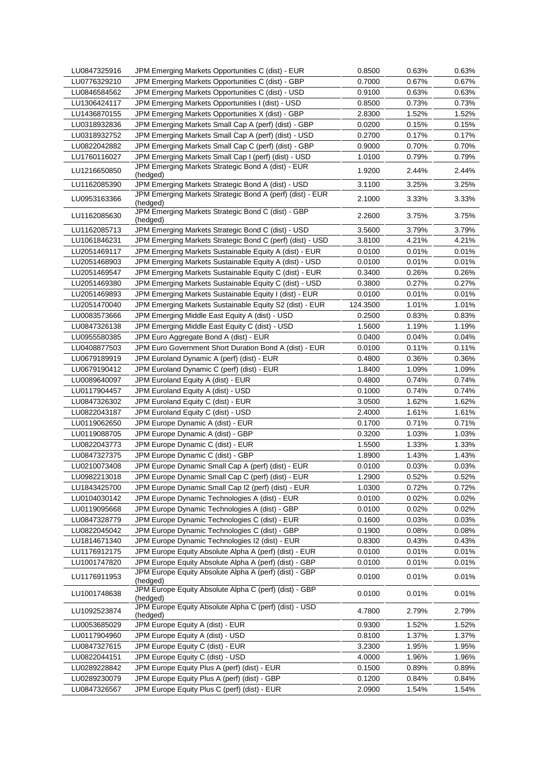| | | | | |
|---|---|---|---|---|
| LU0847325916 | JPM Emerging Markets Opportunities C (dist) - EUR | 0.8500 | 0.63% | 0.63% |
| LU0776329210 | JPM Emerging Markets Opportunities C (dist) - GBP | 0.7000 | 0.67% | 0.67% |
| LU0846584562 | JPM Emerging Markets Opportunities C (dist) - USD | 0.9100 | 0.63% | 0.63% |
| LU1306424117 | JPM Emerging Markets Opportunities I (dist) - USD | 0.8500 | 0.73% | 0.73% |
| LU1436870155 | JPM Emerging Markets Opportunities X (dist) - GBP | 2.8300 | 1.52% | 1.52% |
| LU0318932836 | JPM Emerging Markets Small Cap A (perf) (dist) - GBP | 0.0200 | 0.15% | 0.15% |
| LU0318932752 | JPM Emerging Markets Small Cap A (perf) (dist) - USD | 0.2700 | 0.17% | 0.17% |
| LU0822042882 | JPM Emerging Markets Small Cap C (perf) (dist) - GBP | 0.9000 | 0.70% | 0.70% |
| LU1760116027 | JPM Emerging Markets Small Cap I (perf) (dist) - USD | 1.0100 | 0.79% | 0.79% |
| LU1216650850 | JPM Emerging Markets Strategic Bond A (dist) - EUR (hedged) | 1.9200 | 2.44% | 2.44% |
| LU1162085390 | JPM Emerging Markets Strategic Bond A (dist) - USD | 3.1100 | 3.25% | 3.25% |
| LU0953163366 | JPM Emerging Markets Strategic Bond A (perf) (dist) - EUR (hedged) | 2.1000 | 3.33% | 3.33% |
| LU1162085630 | JPM Emerging Markets Strategic Bond C (dist) - GBP (hedged) | 2.2600 | 3.75% | 3.75% |
| LU1162085713 | JPM Emerging Markets Strategic Bond C (dist) - USD | 3.5600 | 3.79% | 3.79% |
| LU1061846231 | JPM Emerging Markets Strategic Bond C (perf) (dist) - USD | 3.8100 | 4.21% | 4.21% |
| LU2051469117 | JPM Emerging Markets Sustainable Equity A (dist) - EUR | 0.0100 | 0.01% | 0.01% |
| LU2051468903 | JPM Emerging Markets Sustainable Equity A (dist) - USD | 0.0100 | 0.01% | 0.01% |
| LU2051469547 | JPM Emerging Markets Sustainable Equity C (dist) - EUR | 0.3400 | 0.26% | 0.26% |
| LU2051469380 | JPM Emerging Markets Sustainable Equity C (dist) - USD | 0.3800 | 0.27% | 0.27% |
| LU2051469893 | JPM Emerging Markets Sustainable Equity I (dist) - EUR | 0.0100 | 0.01% | 0.01% |
| LU2051470040 | JPM Emerging Markets Sustainable Equity S2 (dist) - EUR | 124.3500 | 1.01% | 1.01% |
| LU0083573666 | JPM Emerging Middle East Equity A (dist) - USD | 0.2500 | 0.83% | 0.83% |
| LU0847326138 | JPM Emerging Middle East Equity C (dist) - USD | 1.5600 | 1.19% | 1.19% |
| LU0955580385 | JPM Euro Aggregate Bond A (dist) - EUR | 0.0400 | 0.04% | 0.04% |
| LU0408877503 | JPM Euro Government Short Duration Bond A (dist) - EUR | 0.0100 | 0.11% | 0.11% |
| LU0679189919 | JPM Euroland Dynamic A (perf) (dist) - EUR | 0.4800 | 0.36% | 0.36% |
| LU0679190412 | JPM Euroland Dynamic C (perf) (dist) - EUR | 1.8400 | 1.09% | 1.09% |
| LU0089640097 | JPM Euroland Equity A (dist) - EUR | 0.4800 | 0.74% | 0.74% |
| LU0117904457 | JPM Euroland Equity A (dist) - USD | 0.1000 | 0.74% | 0.74% |
| LU0847326302 | JPM Euroland Equity C (dist) - EUR | 3.0500 | 1.62% | 1.62% |
| LU0822043187 | JPM Euroland Equity C (dist) - USD | 2.4000 | 1.61% | 1.61% |
| LU0119062650 | JPM Europe Dynamic A (dist) - EUR | 0.1700 | 0.71% | 0.71% |
| LU0119088705 | JPM Europe Dynamic A (dist) - GBP | 0.3200 | 1.03% | 1.03% |
| LU0822043773 | JPM Europe Dynamic C (dist) - EUR | 1.5500 | 1.33% | 1.33% |
| LU0847327375 | JPM Europe Dynamic C (dist) - GBP | 1.8900 | 1.43% | 1.43% |
| LU0210073408 | JPM Europe Dynamic Small Cap A (perf) (dist) - EUR | 0.0100 | 0.03% | 0.03% |
| LU0982213018 | JPM Europe Dynamic Small Cap C (perf) (dist) - EUR | 1.2900 | 0.52% | 0.52% |
| LU1843425700 | JPM Europe Dynamic Small Cap I2 (perf) (dist) - EUR | 1.0300 | 0.72% | 0.72% |
| LU0104030142 | JPM Europe Dynamic Technologies A (dist) - EUR | 0.0100 | 0.02% | 0.02% |
| LU0119095668 | JPM Europe Dynamic Technologies A (dist) - GBP | 0.0100 | 0.02% | 0.02% |
| LU0847328779 | JPM Europe Dynamic Technologies C (dist) - EUR | 0.1600 | 0.03% | 0.03% |
| LU0822045042 | JPM Europe Dynamic Technologies C (dist) - GBP | 0.1900 | 0.08% | 0.08% |
| LU1814671340 | JPM Europe Dynamic Technologies I2 (dist) - EUR | 0.8300 | 0.43% | 0.43% |
| LU1176912175 | JPM Europe Equity Absolute Alpha A (perf) (dist) - EUR | 0.0100 | 0.01% | 0.01% |
| LU1001747820 | JPM Europe Equity Absolute Alpha A (perf) (dist) - GBP | 0.0100 | 0.01% | 0.01% |
| LU1176911953 | JPM Europe Equity Absolute Alpha A (perf) (dist) - GBP (hedged) | 0.0100 | 0.01% | 0.01% |
| LU1001748638 | JPM Europe Equity Absolute Alpha C (perf) (dist) - GBP (hedged) | 0.0100 | 0.01% | 0.01% |
| LU1092523874 | JPM Europe Equity Absolute Alpha C (perf) (dist) - USD (hedged) | 4.7800 | 2.79% | 2.79% |
| LU0053685029 | JPM Europe Equity A (dist) - EUR | 0.9300 | 1.52% | 1.52% |
| LU0117904960 | JPM Europe Equity A (dist) - USD | 0.8100 | 1.37% | 1.37% |
| LU0847327615 | JPM Europe Equity C (dist) - EUR | 3.2300 | 1.95% | 1.95% |
| LU0822044151 | JPM Europe Equity C (dist) - USD | 4.0000 | 1.96% | 1.96% |
| LU0289228842 | JPM Europe Equity Plus A (perf) (dist) - EUR | 0.1500 | 0.89% | 0.89% |
| LU0289230079 | JPM Europe Equity Plus A (perf) (dist) - GBP | 0.1200 | 0.84% | 0.84% |
| LU0847326567 | JPM Europe Equity Plus C (perf) (dist) - EUR | 2.0900 | 1.54% | 1.54% |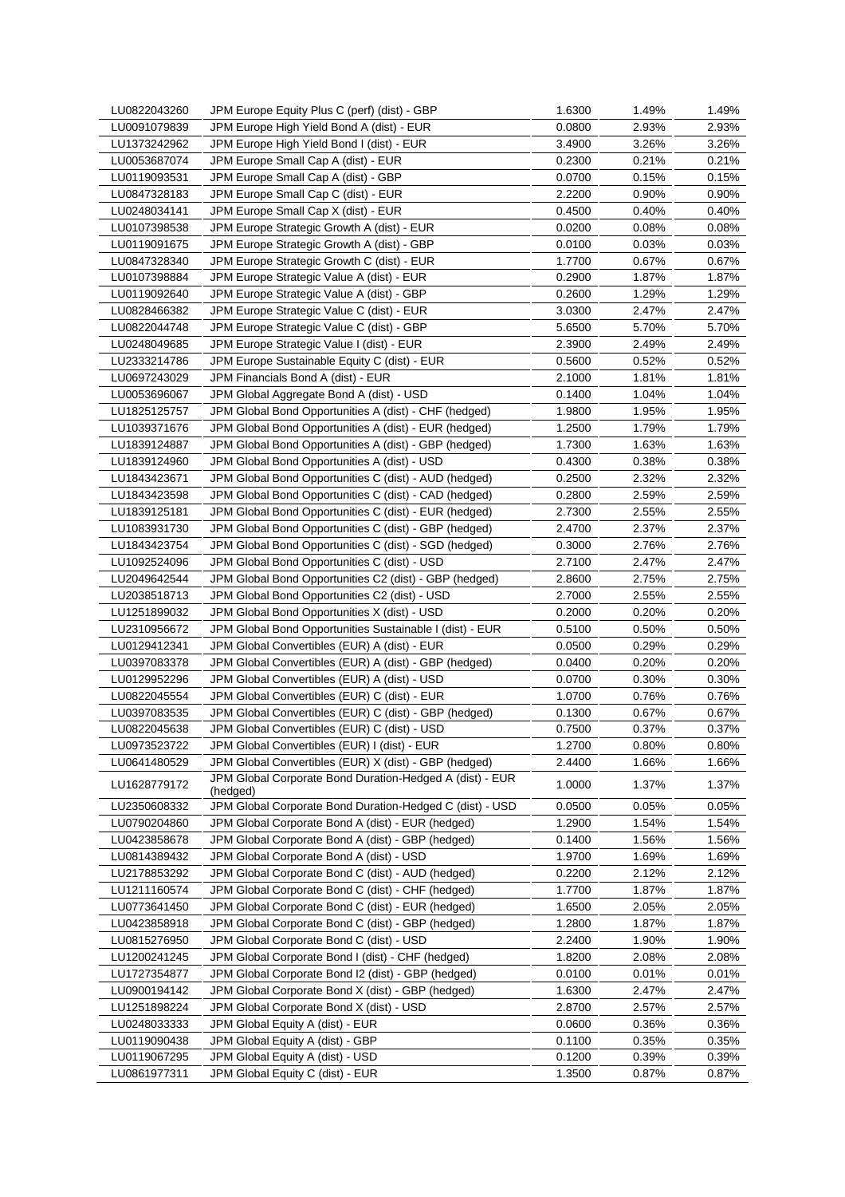| | | | | |
|---|---|---|---|---|
| LU0822043260 | JPM Europe Equity Plus C (perf) (dist) - GBP | 1.6300 | 1.49% | 1.49% |
| LU0091079839 | JPM Europe High Yield Bond A (dist) - EUR | 0.0800 | 2.93% | 2.93% |
| LU1373242962 | JPM Europe High Yield Bond I (dist) - EUR | 3.4900 | 3.26% | 3.26% |
| LU0053687074 | JPM Europe Small Cap A (dist) - EUR | 0.2300 | 0.21% | 0.21% |
| LU0119093531 | JPM Europe Small Cap A (dist) - GBP | 0.0700 | 0.15% | 0.15% |
| LU0847328183 | JPM Europe Small Cap C (dist) - EUR | 2.2200 | 0.90% | 0.90% |
| LU0248034141 | JPM Europe Small Cap X (dist) - EUR | 0.4500 | 0.40% | 0.40% |
| LU0107398538 | JPM Europe Strategic Growth A (dist) - EUR | 0.0200 | 0.08% | 0.08% |
| LU0119091675 | JPM Europe Strategic Growth A (dist) - GBP | 0.0100 | 0.03% | 0.03% |
| LU0847328340 | JPM Europe Strategic Growth C (dist) - EUR | 1.7700 | 0.67% | 0.67% |
| LU0107398884 | JPM Europe Strategic Value A (dist) - EUR | 0.2900 | 1.87% | 1.87% |
| LU0119092640 | JPM Europe Strategic Value A (dist) - GBP | 0.2600 | 1.29% | 1.29% |
| LU0828466382 | JPM Europe Strategic Value C (dist) - EUR | 3.0300 | 2.47% | 2.47% |
| LU0822044748 | JPM Europe Strategic Value C (dist) - GBP | 5.6500 | 5.70% | 5.70% |
| LU0248049685 | JPM Europe Strategic Value I (dist) - EUR | 2.3900 | 2.49% | 2.49% |
| LU2333214786 | JPM Europe Sustainable Equity C (dist) - EUR | 0.5600 | 0.52% | 0.52% |
| LU0697243029 | JPM Financials Bond A (dist) - EUR | 2.1000 | 1.81% | 1.81% |
| LU0053696067 | JPM Global Aggregate Bond A (dist) - USD | 0.1400 | 1.04% | 1.04% |
| LU1825125757 | JPM Global Bond Opportunities A (dist) - CHF (hedged) | 1.9800 | 1.95% | 1.95% |
| LU1039371676 | JPM Global Bond Opportunities A (dist) - EUR (hedged) | 1.2500 | 1.79% | 1.79% |
| LU1839124887 | JPM Global Bond Opportunities A (dist) - GBP (hedged) | 1.7300 | 1.63% | 1.63% |
| LU1839124960 | JPM Global Bond Opportunities A (dist) - USD | 0.4300 | 0.38% | 0.38% |
| LU1843423671 | JPM Global Bond Opportunities C (dist) - AUD (hedged) | 0.2500 | 2.32% | 2.32% |
| LU1843423598 | JPM Global Bond Opportunities C (dist) - CAD (hedged) | 0.2800 | 2.59% | 2.59% |
| LU1839125181 | JPM Global Bond Opportunities C (dist) - EUR (hedged) | 2.7300 | 2.55% | 2.55% |
| LU1083931730 | JPM Global Bond Opportunities C (dist) - GBP (hedged) | 2.4700 | 2.37% | 2.37% |
| LU1843423754 | JPM Global Bond Opportunities C (dist) - SGD (hedged) | 0.3000 | 2.76% | 2.76% |
| LU1092524096 | JPM Global Bond Opportunities C (dist) - USD | 2.7100 | 2.47% | 2.47% |
| LU2049642544 | JPM Global Bond Opportunities C2 (dist) - GBP (hedged) | 2.8600 | 2.75% | 2.75% |
| LU2038518713 | JPM Global Bond Opportunities C2 (dist) - USD | 2.7000 | 2.55% | 2.55% |
| LU1251899032 | JPM Global Bond Opportunities X (dist) - USD | 0.2000 | 0.20% | 0.20% |
| LU2310956672 | JPM Global Bond Opportunities Sustainable I (dist) - EUR | 0.5100 | 0.50% | 0.50% |
| LU0129412341 | JPM Global Convertibles (EUR) A (dist) - EUR | 0.0500 | 0.29% | 0.29% |
| LU0397083378 | JPM Global Convertibles (EUR) A (dist) - GBP (hedged) | 0.0400 | 0.20% | 0.20% |
| LU0129952296 | JPM Global Convertibles (EUR) A (dist) - USD | 0.0700 | 0.30% | 0.30% |
| LU0822045554 | JPM Global Convertibles (EUR) C (dist) - EUR | 1.0700 | 0.76% | 0.76% |
| LU0397083535 | JPM Global Convertibles (EUR) C (dist) - GBP (hedged) | 0.1300 | 0.67% | 0.67% |
| LU0822045638 | JPM Global Convertibles (EUR) C (dist) - USD | 0.7500 | 0.37% | 0.37% |
| LU0973523722 | JPM Global Convertibles (EUR) I (dist) - EUR | 1.2700 | 0.80% | 0.80% |
| LU0641480529 | JPM Global Convertibles (EUR) X (dist) - GBP (hedged) | 2.4400 | 1.66% | 1.66% |
| LU1628779172 | JPM Global Corporate Bond Duration-Hedged A (dist) - EUR (hedged) | 1.0000 | 1.37% | 1.37% |
| LU2350608332 | JPM Global Corporate Bond Duration-Hedged C (dist) - USD | 0.0500 | 0.05% | 0.05% |
| LU0790204860 | JPM Global Corporate Bond A (dist) - EUR (hedged) | 1.2900 | 1.54% | 1.54% |
| LU0423858678 | JPM Global Corporate Bond A (dist) - GBP (hedged) | 0.1400 | 1.56% | 1.56% |
| LU0814389432 | JPM Global Corporate Bond A (dist) - USD | 1.9700 | 1.69% | 1.69% |
| LU2178853292 | JPM Global Corporate Bond C (dist) - AUD (hedged) | 0.2200 | 2.12% | 2.12% |
| LU1211160574 | JPM Global Corporate Bond C (dist) - CHF (hedged) | 1.7700 | 1.87% | 1.87% |
| LU0773641450 | JPM Global Corporate Bond C (dist) - EUR (hedged) | 1.6500 | 2.05% | 2.05% |
| LU0423858918 | JPM Global Corporate Bond C (dist) - GBP (hedged) | 1.2800 | 1.87% | 1.87% |
| LU0815276950 | JPM Global Corporate Bond C (dist) - USD | 2.2400 | 1.90% | 1.90% |
| LU1200241245 | JPM Global Corporate Bond I (dist) - CHF (hedged) | 1.8200 | 2.08% | 2.08% |
| LU1727354877 | JPM Global Corporate Bond I2 (dist) - GBP (hedged) | 0.0100 | 0.01% | 0.01% |
| LU0900194142 | JPM Global Corporate Bond X (dist) - GBP (hedged) | 1.6300 | 2.47% | 2.47% |
| LU1251898224 | JPM Global Corporate Bond X (dist) - USD | 2.8700 | 2.57% | 2.57% |
| LU0248033333 | JPM Global Equity A (dist) - EUR | 0.0600 | 0.36% | 0.36% |
| LU0119090438 | JPM Global Equity A (dist) - GBP | 0.1100 | 0.35% | 0.35% |
| LU0119067295 | JPM Global Equity A (dist) - USD | 0.1200 | 0.39% | 0.39% |
| LU0861977311 | JPM Global Equity C (dist) - EUR | 1.3500 | 0.87% | 0.87% |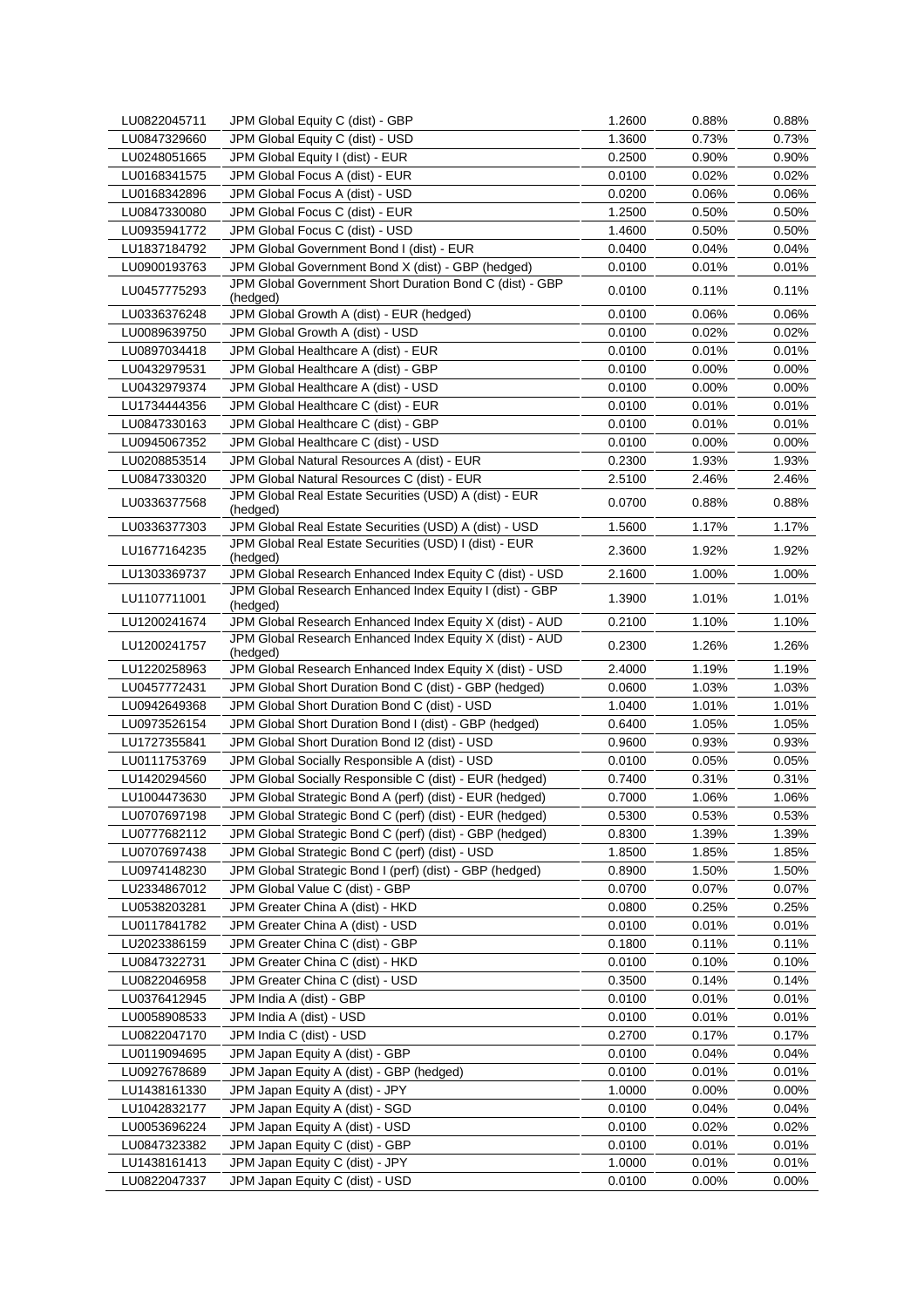| LU0822045711 | JPM Global Equity C (dist) - GBP | 1.2600 | 0.88% | 0.88% |
|---|---|---|---|---|
| LU0847329660 | JPM Global Equity C (dist) - USD | 1.3600 | 0.73% | 0.73% |
| LU0248051665 | JPM Global Equity I (dist) - EUR | 0.2500 | 0.90% | 0.90% |
| LU0168341575 | JPM Global Focus A (dist) - EUR | 0.0100 | 0.02% | 0.02% |
| LU0168342896 | JPM Global Focus A (dist) - USD | 0.0200 | 0.06% | 0.06% |
| LU0847330080 | JPM Global Focus C (dist) - EUR | 1.2500 | 0.50% | 0.50% |
| LU0935941772 | JPM Global Focus C (dist) - USD | 1.4600 | 0.50% | 0.50% |
| LU1837184792 | JPM Global Government Bond I (dist) - EUR | 0.0400 | 0.04% | 0.04% |
| LU0900193763 | JPM Global Government Bond X (dist) - GBP (hedged) | 0.0100 | 0.01% | 0.01% |
| LU0457775293 | JPM Global Government Short Duration Bond C (dist) - GBP (hedged) | 0.0100 | 0.11% | 0.11% |
| LU0336376248 | JPM Global Growth A (dist) - EUR (hedged) | 0.0100 | 0.06% | 0.06% |
| LU0089639750 | JPM Global Growth A (dist) - USD | 0.0100 | 0.02% | 0.02% |
| LU0897034418 | JPM Global Healthcare A (dist) - EUR | 0.0100 | 0.01% | 0.01% |
| LU0432979531 | JPM Global Healthcare A (dist) - GBP | 0.0100 | 0.00% | 0.00% |
| LU0432979374 | JPM Global Healthcare A (dist) - USD | 0.0100 | 0.00% | 0.00% |
| LU1734444356 | JPM Global Healthcare C (dist) - EUR | 0.0100 | 0.01% | 0.01% |
| LU0847330163 | JPM Global Healthcare C (dist) - GBP | 0.0100 | 0.01% | 0.01% |
| LU0945067352 | JPM Global Healthcare C (dist) - USD | 0.0100 | 0.00% | 0.00% |
| LU0208853514 | JPM Global Natural Resources A (dist) - EUR | 0.2300 | 1.93% | 1.93% |
| LU0847330320 | JPM Global Natural Resources C (dist) - EUR | 2.5100 | 2.46% | 2.46% |
| LU0336377568 | JPM Global Real Estate Securities (USD) A (dist) - EUR (hedged) | 0.0700 | 0.88% | 0.88% |
| LU0336377303 | JPM Global Real Estate Securities (USD) A (dist) - USD | 1.5600 | 1.17% | 1.17% |
| LU1677164235 | JPM Global Real Estate Securities (USD) I (dist) - EUR (hedged) | 2.3600 | 1.92% | 1.92% |
| LU1303369737 | JPM Global Research Enhanced Index Equity C (dist) - USD | 2.1600 | 1.00% | 1.00% |
| LU1107711001 | JPM Global Research Enhanced Index Equity I (dist) - GBP (hedged) | 1.3900 | 1.01% | 1.01% |
| LU1200241674 | JPM Global Research Enhanced Index Equity X (dist) - AUD | 0.2100 | 1.10% | 1.10% |
| LU1200241757 | JPM Global Research Enhanced Index Equity X (dist) - AUD (hedged) | 0.2300 | 1.26% | 1.26% |
| LU1220258963 | JPM Global Research Enhanced Index Equity X (dist) - USD | 2.4000 | 1.19% | 1.19% |
| LU0457772431 | JPM Global Short Duration Bond C (dist) - GBP (hedged) | 0.0600 | 1.03% | 1.03% |
| LU0942649368 | JPM Global Short Duration Bond C (dist) - USD | 1.0400 | 1.01% | 1.01% |
| LU0973526154 | JPM Global Short Duration Bond I (dist) - GBP (hedged) | 0.6400 | 1.05% | 1.05% |
| LU1727355841 | JPM Global Short Duration Bond I2 (dist) - USD | 0.9600 | 0.93% | 0.93% |
| LU0111753769 | JPM Global Socially Responsible A (dist) - USD | 0.0100 | 0.05% | 0.05% |
| LU1420294560 | JPM Global Socially Responsible C (dist) - EUR (hedged) | 0.7400 | 0.31% | 0.31% |
| LU1004473630 | JPM Global Strategic Bond A (perf) (dist) - EUR (hedged) | 0.7000 | 1.06% | 1.06% |
| LU0707697198 | JPM Global Strategic Bond C (perf) (dist) - EUR (hedged) | 0.5300 | 0.53% | 0.53% |
| LU0777682112 | JPM Global Strategic Bond C (perf) (dist) - GBP (hedged) | 0.8300 | 1.39% | 1.39% |
| LU0707697438 | JPM Global Strategic Bond C (perf) (dist) - USD | 1.8500 | 1.85% | 1.85% |
| LU0974148230 | JPM Global Strategic Bond I (perf) (dist) - GBP (hedged) | 0.8900 | 1.50% | 1.50% |
| LU2334867012 | JPM Global Value C (dist) - GBP | 0.0700 | 0.07% | 0.07% |
| LU0538203281 | JPM Greater China A (dist) - HKD | 0.0800 | 0.25% | 0.25% |
| LU0117841782 | JPM Greater China A (dist) - USD | 0.0100 | 0.01% | 0.01% |
| LU2023386159 | JPM Greater China C (dist) - GBP | 0.1800 | 0.11% | 0.11% |
| LU0847322731 | JPM Greater China C (dist) - HKD | 0.0100 | 0.10% | 0.10% |
| LU0822046958 | JPM Greater China C (dist) - USD | 0.3500 | 0.14% | 0.14% |
| LU0376412945 | JPM India A (dist) - GBP | 0.0100 | 0.01% | 0.01% |
| LU0058908533 | JPM India A (dist) - USD | 0.0100 | 0.01% | 0.01% |
| LU0822047170 | JPM India C (dist) - USD | 0.2700 | 0.17% | 0.17% |
| LU0119094695 | JPM Japan Equity A (dist) - GBP | 0.0100 | 0.04% | 0.04% |
| LU0927678689 | JPM Japan Equity A (dist) - GBP (hedged) | 0.0100 | 0.01% | 0.01% |
| LU1438161330 | JPM Japan Equity A (dist) - JPY | 1.0000 | 0.00% | 0.00% |
| LU1042832177 | JPM Japan Equity A (dist) - SGD | 0.0100 | 0.04% | 0.04% |
| LU0053696224 | JPM Japan Equity A (dist) - USD | 0.0100 | 0.02% | 0.02% |
| LU0847323382 | JPM Japan Equity C (dist) - GBP | 0.0100 | 0.01% | 0.01% |
| LU1438161413 | JPM Japan Equity C (dist) - JPY | 1.0000 | 0.01% | 0.01% |
| LU0822047337 | JPM Japan Equity C (dist) - USD | 0.0100 | 0.00% | 0.00% |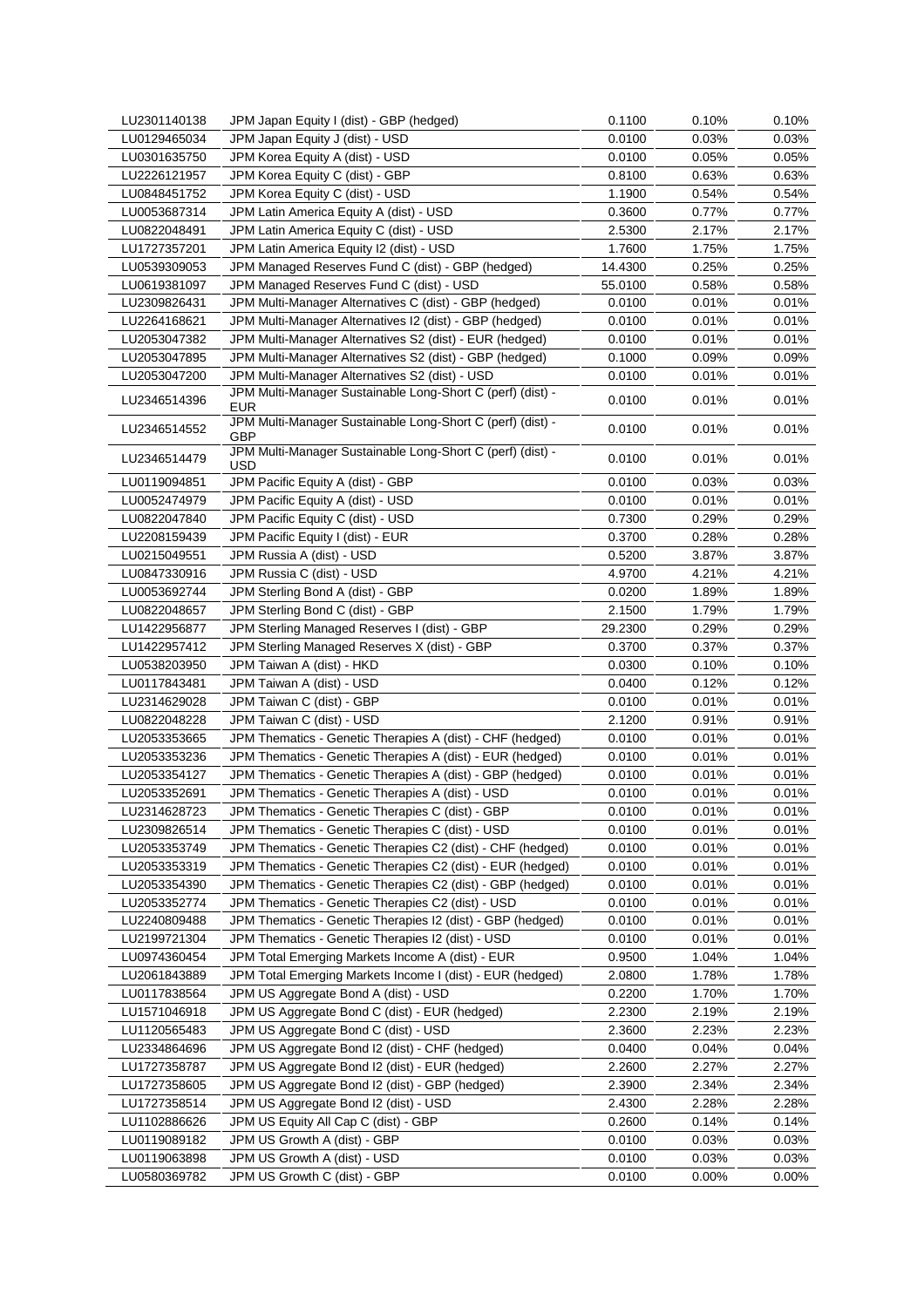| | | | | |
|---|---|---|---|---|
| LU2301140138 | JPM Japan Equity I (dist) - GBP (hedged) | 0.1100 | 0.10% | 0.10% |
| LU0129465034 | JPM Japan Equity J (dist) - USD | 0.0100 | 0.03% | 0.03% |
| LU0301635750 | JPM Korea Equity A (dist) - USD | 0.0100 | 0.05% | 0.05% |
| LU2226121957 | JPM Korea Equity C (dist) - GBP | 0.8100 | 0.63% | 0.63% |
| LU0848451752 | JPM Korea Equity C (dist) - USD | 1.1900 | 0.54% | 0.54% |
| LU0053687314 | JPM Latin America Equity A (dist) - USD | 0.3600 | 0.77% | 0.77% |
| LU0822048491 | JPM Latin America Equity C (dist) - USD | 2.5300 | 2.17% | 2.17% |
| LU1727357201 | JPM Latin America Equity I2 (dist) - USD | 1.7600 | 1.75% | 1.75% |
| LU0539309053 | JPM Managed Reserves Fund C (dist) - GBP (hedged) | 14.4300 | 0.25% | 0.25% |
| LU0619381097 | JPM Managed Reserves Fund C (dist) - USD | 55.0100 | 0.58% | 0.58% |
| LU2309826431 | JPM Multi-Manager Alternatives C (dist) - GBP (hedged) | 0.0100 | 0.01% | 0.01% |
| LU2264168621 | JPM Multi-Manager Alternatives I2 (dist) - GBP (hedged) | 0.0100 | 0.01% | 0.01% |
| LU2053047382 | JPM Multi-Manager Alternatives S2 (dist) - EUR (hedged) | 0.0100 | 0.01% | 0.01% |
| LU2053047895 | JPM Multi-Manager Alternatives S2 (dist) - GBP (hedged) | 0.1000 | 0.09% | 0.09% |
| LU2053047200 | JPM Multi-Manager Alternatives S2 (dist) - USD | 0.0100 | 0.01% | 0.01% |
| LU2346514396 | JPM Multi-Manager Sustainable Long-Short C (perf) (dist) - EUR | 0.0100 | 0.01% | 0.01% |
| LU2346514552 | JPM Multi-Manager Sustainable Long-Short C (perf) (dist) - GBP | 0.0100 | 0.01% | 0.01% |
| LU2346514479 | JPM Multi-Manager Sustainable Long-Short C (perf) (dist) - USD | 0.0100 | 0.01% | 0.01% |
| LU0119094851 | JPM Pacific Equity A (dist) - GBP | 0.0100 | 0.03% | 0.03% |
| LU0052474979 | JPM Pacific Equity A (dist) - USD | 0.0100 | 0.01% | 0.01% |
| LU0822047840 | JPM Pacific Equity C (dist) - USD | 0.7300 | 0.29% | 0.29% |
| LU2208159439 | JPM Pacific Equity I (dist) - EUR | 0.3700 | 0.28% | 0.28% |
| LU0215049551 | JPM Russia A (dist) - USD | 0.5200 | 3.87% | 3.87% |
| LU0847330916 | JPM Russia C (dist) - USD | 4.9700 | 4.21% | 4.21% |
| LU0053692744 | JPM Sterling Bond A (dist) - GBP | 0.0200 | 1.89% | 1.89% |
| LU0822048657 | JPM Sterling Bond C (dist) - GBP | 2.1500 | 1.79% | 1.79% |
| LU1422956877 | JPM Sterling Managed Reserves I (dist) - GBP | 29.2300 | 0.29% | 0.29% |
| LU1422957412 | JPM Sterling Managed Reserves X (dist) - GBP | 0.3700 | 0.37% | 0.37% |
| LU0538203950 | JPM Taiwan A (dist) - HKD | 0.0300 | 0.10% | 0.10% |
| LU0117843481 | JPM Taiwan A (dist) - USD | 0.0400 | 0.12% | 0.12% |
| LU2314629028 | JPM Taiwan C (dist) - GBP | 0.0100 | 0.01% | 0.01% |
| LU0822048228 | JPM Taiwan C (dist) - USD | 2.1200 | 0.91% | 0.91% |
| LU2053353665 | JPM Thematics - Genetic Therapies A (dist) - CHF (hedged) | 0.0100 | 0.01% | 0.01% |
| LU2053353236 | JPM Thematics - Genetic Therapies A (dist) - EUR (hedged) | 0.0100 | 0.01% | 0.01% |
| LU2053354127 | JPM Thematics - Genetic Therapies A (dist) - GBP (hedged) | 0.0100 | 0.01% | 0.01% |
| LU2053352691 | JPM Thematics - Genetic Therapies A (dist) - USD | 0.0100 | 0.01% | 0.01% |
| LU2314628723 | JPM Thematics - Genetic Therapies C (dist) - GBP | 0.0100 | 0.01% | 0.01% |
| LU2309826514 | JPM Thematics - Genetic Therapies C (dist) - USD | 0.0100 | 0.01% | 0.01% |
| LU2053353749 | JPM Thematics - Genetic Therapies C2 (dist) - CHF (hedged) | 0.0100 | 0.01% | 0.01% |
| LU2053353319 | JPM Thematics - Genetic Therapies C2 (dist) - EUR (hedged) | 0.0100 | 0.01% | 0.01% |
| LU2053354390 | JPM Thematics - Genetic Therapies C2 (dist) - GBP (hedged) | 0.0100 | 0.01% | 0.01% |
| LU2053352774 | JPM Thematics - Genetic Therapies C2 (dist) - USD | 0.0100 | 0.01% | 0.01% |
| LU2240809488 | JPM Thematics - Genetic Therapies I2 (dist) - GBP (hedged) | 0.0100 | 0.01% | 0.01% |
| LU2199721304 | JPM Thematics - Genetic Therapies I2 (dist) - USD | 0.0100 | 0.01% | 0.01% |
| LU0974360454 | JPM Total Emerging Markets Income A (dist) - EUR | 0.9500 | 1.04% | 1.04% |
| LU2061843889 | JPM Total Emerging Markets Income I (dist) - EUR (hedged) | 2.0800 | 1.78% | 1.78% |
| LU0117838564 | JPM US Aggregate Bond A (dist) - USD | 0.2200 | 1.70% | 1.70% |
| LU1571046918 | JPM US Aggregate Bond C (dist) - EUR (hedged) | 2.2300 | 2.19% | 2.19% |
| LU1120565483 | JPM US Aggregate Bond C (dist) - USD | 2.3600 | 2.23% | 2.23% |
| LU2334864696 | JPM US Aggregate Bond I2 (dist) - CHF (hedged) | 0.0400 | 0.04% | 0.04% |
| LU1727358787 | JPM US Aggregate Bond I2 (dist) - EUR (hedged) | 2.2600 | 2.27% | 2.27% |
| LU1727358605 | JPM US Aggregate Bond I2 (dist) - GBP (hedged) | 2.3900 | 2.34% | 2.34% |
| LU1727358514 | JPM US Aggregate Bond I2 (dist) - USD | 2.4300 | 2.28% | 2.28% |
| LU1102886626 | JPM US Equity All Cap C (dist) - GBP | 0.2600 | 0.14% | 0.14% |
| LU0119089182 | JPM US Growth A (dist) - GBP | 0.0100 | 0.03% | 0.03% |
| LU0119063898 | JPM US Growth A (dist) - USD | 0.0100 | 0.03% | 0.03% |
| LU0580369782 | JPM US Growth C (dist) - GBP | 0.0100 | 0.00% | 0.00% |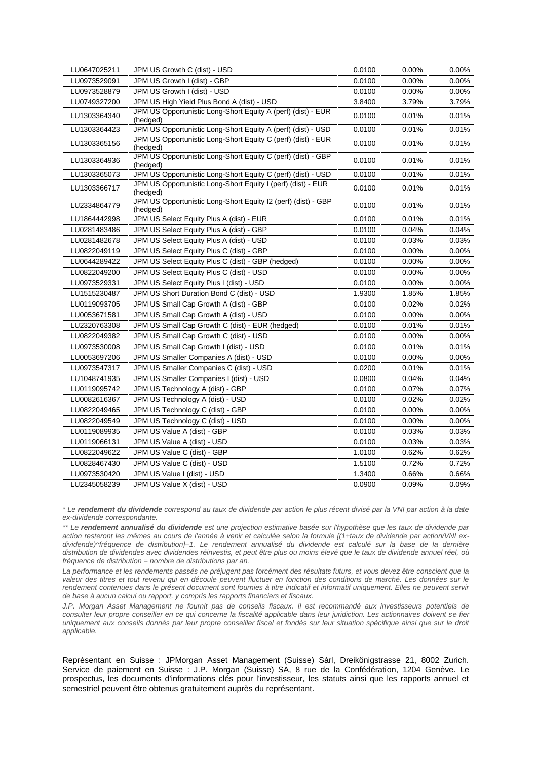| | | | | |
|---|---|---|---|---|
| LU0647025211 | JPM US Growth C (dist) - USD | 0.0100 | 0.00% | 0.00% |
| LU0973529091 | JPM US Growth I (dist) - GBP | 0.0100 | 0.00% | 0.00% |
| LU0973528879 | JPM US Growth I (dist) - USD | 0.0100 | 0.00% | 0.00% |
| LU0749327200 | JPM US High Yield Plus Bond A (dist) - USD | 3.8400 | 3.79% | 3.79% |
| LU1303364340 | JPM US Opportunistic Long-Short Equity A (perf) (dist) - EUR (hedged) | 0.0100 | 0.01% | 0.01% |
| LU1303364423 | JPM US Opportunistic Long-Short Equity A (perf) (dist) - USD | 0.0100 | 0.01% | 0.01% |
| LU1303365156 | JPM US Opportunistic Long-Short Equity C (perf) (dist) - EUR (hedged) | 0.0100 | 0.01% | 0.01% |
| LU1303364936 | JPM US Opportunistic Long-Short Equity C (perf) (dist) - GBP (hedged) | 0.0100 | 0.01% | 0.01% |
| LU1303365073 | JPM US Opportunistic Long-Short Equity C (perf) (dist) - USD | 0.0100 | 0.01% | 0.01% |
| LU1303366717 | JPM US Opportunistic Long-Short Equity I (perf) (dist) - EUR (hedged) | 0.0100 | 0.01% | 0.01% |
| LU2334864779 | JPM US Opportunistic Long-Short Equity I2 (perf) (dist) - GBP (hedged) | 0.0100 | 0.01% | 0.01% |
| LU1864442998 | JPM US Select Equity Plus A (dist) - EUR | 0.0100 | 0.01% | 0.01% |
| LU0281483486 | JPM US Select Equity Plus A (dist) - GBP | 0.0100 | 0.04% | 0.04% |
| LU0281482678 | JPM US Select Equity Plus A (dist) - USD | 0.0100 | 0.03% | 0.03% |
| LU0822049119 | JPM US Select Equity Plus C (dist) - GBP | 0.0100 | 0.00% | 0.00% |
| LU0644289422 | JPM US Select Equity Plus C (dist) - GBP (hedged) | 0.0100 | 0.00% | 0.00% |
| LU0822049200 | JPM US Select Equity Plus C (dist) - USD | 0.0100 | 0.00% | 0.00% |
| LU0973529331 | JPM US Select Equity Plus I (dist) - USD | 0.0100 | 0.00% | 0.00% |
| LU1515230487 | JPM US Short Duration Bond C (dist) - USD | 1.9300 | 1.85% | 1.85% |
| LU0119093705 | JPM US Small Cap Growth A (dist) - GBP | 0.0100 | 0.02% | 0.02% |
| LU0053671581 | JPM US Small Cap Growth A (dist) - USD | 0.0100 | 0.00% | 0.00% |
| LU2320763308 | JPM US Small Cap Growth C (dist) - EUR (hedged) | 0.0100 | 0.01% | 0.01% |
| LU0822049382 | JPM US Small Cap Growth C (dist) - USD | 0.0100 | 0.00% | 0.00% |
| LU0973530008 | JPM US Small Cap Growth I (dist) - USD | 0.0100 | 0.01% | 0.01% |
| LU0053697206 | JPM US Smaller Companies A (dist) - USD | 0.0100 | 0.00% | 0.00% |
| LU0973547317 | JPM US Smaller Companies C (dist) - USD | 0.0200 | 0.01% | 0.01% |
| LU1048741935 | JPM US Smaller Companies I (dist) - USD | 0.0800 | 0.04% | 0.04% |
| LU0119095742 | JPM US Technology A (dist) - GBP | 0.0100 | 0.07% | 0.07% |
| LU0082616367 | JPM US Technology A (dist) - USD | 0.0100 | 0.02% | 0.02% |
| LU0822049465 | JPM US Technology C (dist) - GBP | 0.0100 | 0.00% | 0.00% |
| LU0822049549 | JPM US Technology C (dist) - USD | 0.0100 | 0.00% | 0.00% |
| LU0119089935 | JPM US Value A (dist) - GBP | 0.0100 | 0.03% | 0.03% |
| LU0119066131 | JPM US Value A (dist) - USD | 0.0100 | 0.03% | 0.03% |
| LU0822049622 | JPM US Value C (dist) - GBP | 1.0100 | 0.62% | 0.62% |
| LU0828467430 | JPM US Value C (dist) - USD | 1.5100 | 0.72% | 0.72% |
| LU0973530420 | JPM US Value I (dist) - USD | 1.3400 | 0.66% | 0.66% |
| LU2345058239 | JPM US Value X (dist) - USD | 0.0900 | 0.09% | 0.09% |

*\* Le **rendement du dividende** correspond au taux de dividende par action le plus récent divisé par la VNI par action à la date ex-dividende correspondante.*

*\*\* Le **rendement annualisé du dividende** est une projection estimative basée sur l'hypothèse que les taux de dividende par action resteront les mêmes au cours de l'année à venir et calculée selon la formule [(1+taux de dividende par action/VNI ex-dividende)^fréquence de distribution]–1. Le rendement annualisé du dividende est calculé sur la base de la dernière distribution de dividendes avec dividendes réinvestis, et peut être plus ou moins élevé que le taux de dividende annuel réel, où fréquence de distribution = nombre de distributions par an.*

*La performance et les rendements passés ne préjugent pas forcément des résultats futurs, et vous devez être conscient que la valeur des titres et tout revenu qui en découle peuvent fluctuer en fonction des conditions de marché. Les données sur le rendement contenues dans le présent document sont fournies à titre indicatif et informatif uniquement. Elles ne peuvent servir de base à aucun calcul ou rapport, y compris les rapports financiers et fiscaux.*

*J.P. Morgan Asset Management ne fournit pas de conseils fiscaux. Il est recommandé aux investisseurs potentiels de consulter leur propre conseiller en ce qui concerne la fiscalité applicable dans leur juridiction. Les actionnaires doivent se fier uniquement aux conseils donnés par leur propre conseiller fiscal et fondés sur leur situation spécifique ainsi que sur le droit applicable.*

Représentant en Suisse : JPMorgan Asset Management (Suisse) Sàrl, Dreikönigstrasse 21, 8002 Zurich. Service de paiement en Suisse : J.P. Morgan (Suisse) SA, 8 rue de la Confédération, 1204 Genève. Le prospectus, les documents d'informations clés pour l'investisseur, les statuts ainsi que les rapports annuel et semestriel peuvent être obtenus gratuitement auprès du représentant.